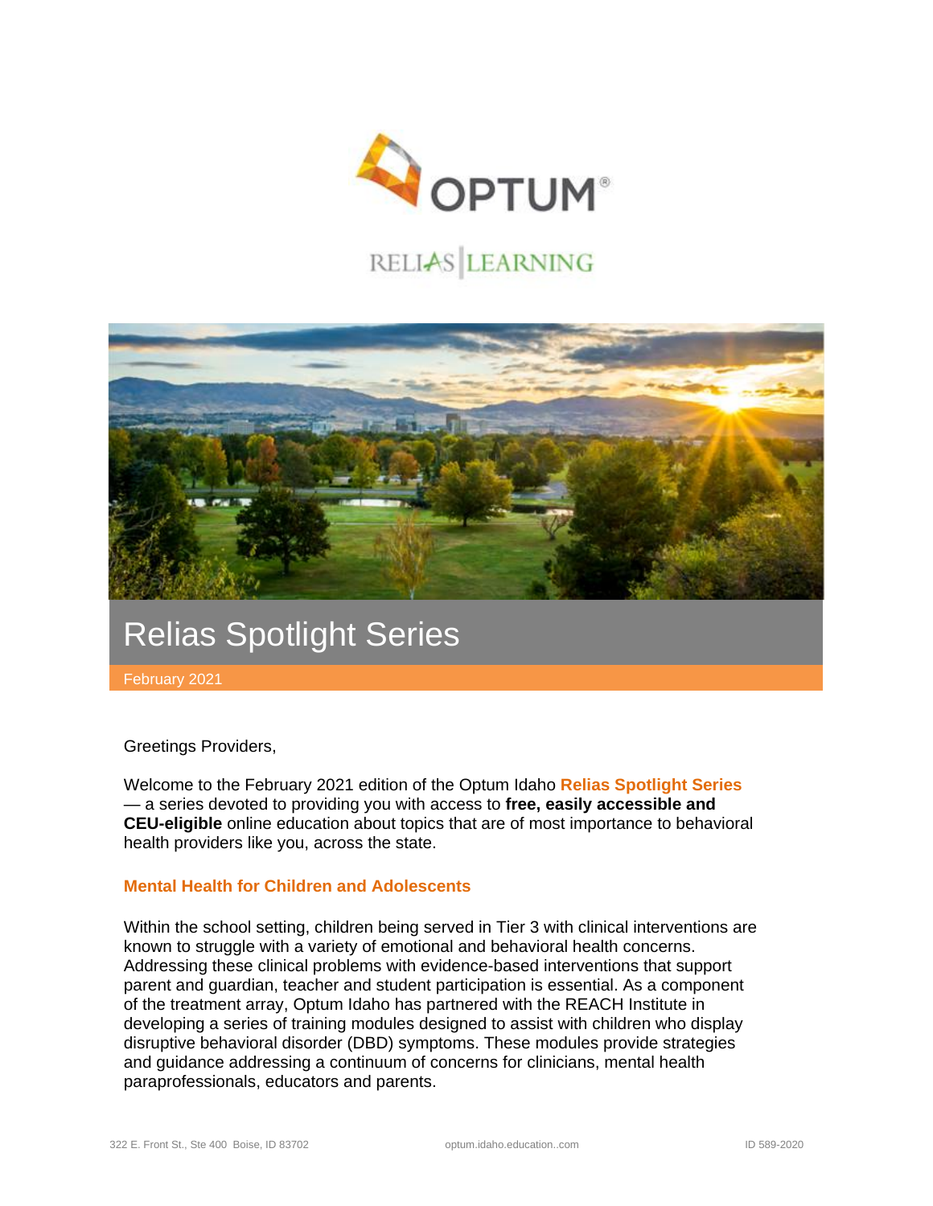# Relias Spotlight Series

February 2021

Greetings Providers,

Welcome to the February 2021 edition of the Optum Idaho **Relias Spotlight Series** — a series devoted to providing you with access to **free, easily accessible and CEU-eligible** online education about topics that are of most importance to behavioral health providers like you, across the state.

## Mental Health for Children and Adolescents

Within the school setting, children being served in Tier 3 with clinical interventions are known to struggle with a variety of emotional and behavioral health concerns. Addressing these clinical problems with evidence-based interventions that support parent and guardian, teacher and student participation is essential. As a component of the treatment array, Optum Idaho has partnered with the REACH Institute in developing a series of training modules designed to assist with children who display disruptive behavioral disorder (DBD) symptoms. These modules provide strategies and guidance addressing a continuum of concerns for clinicians, mental health paraprofessionals, educators and parents.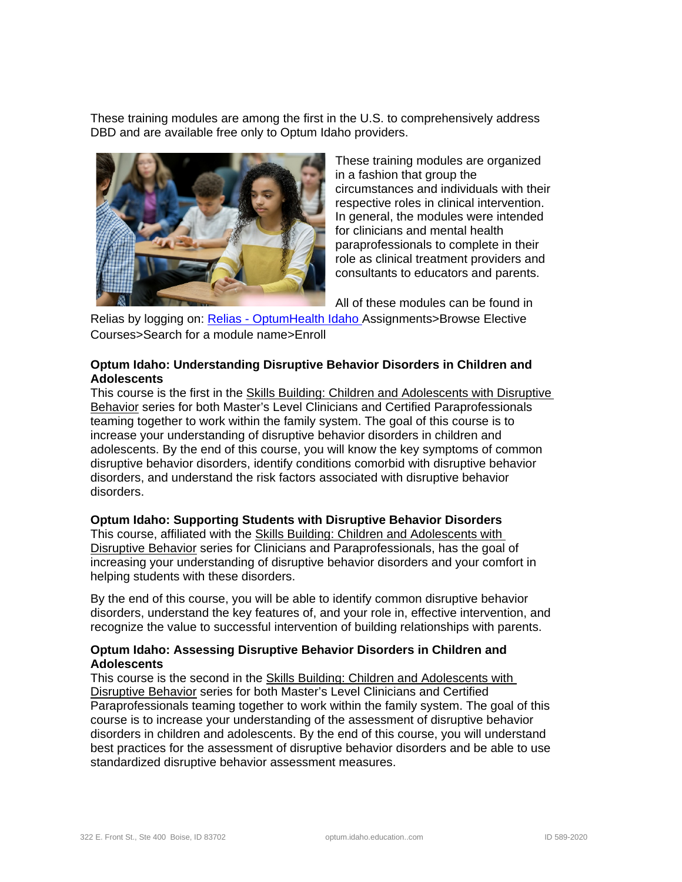These training modules are among the first in the U.S. to comprehensively address DBD and are available free only to Optum Idaho providers.

These training modules are organized in a fashion that group the circumstances and individuals with their respective roles in clinical intervention. In general, the modules were intended for clinicians and mental health paraprofessionals to complete in their role as clinical treatment providers and consultants to educators and parents.

All of these modules can be found in Relias by logging on: Relias - OptumHealth Idaho Assignments>Browse Elective Courses>Search for a module name>Enroll

**Optum Idaho: Understanding Disruptive Behavior Disorders in Children and Adolescents**

This course is the first in the Skills Building: Children and Adolescents with Disruptive Behavior series for both Master's Level Clinicians and Certified Paraprofessionals teaming together to work within the family system. The goal of this course is to increase your understanding of disruptive behavior disorders in children and adolescents. By the end of this course, you will know the key symptoms of common disruptive behavior disorders, identify conditions comorbid with disruptive behavior disorders, and understand the risk factors associated with disruptive behavior disorders.

**Optum Idaho: Supporting Students with Disruptive Behavior Disorders**

This course, affiliated with the Skills Building: Children and Adolescents with Disruptive Behavior series for Clinicians and Paraprofessionals, has the goal of increasing your understanding of disruptive behavior disorders and your comfort in helping students with these disorders.

By the end of this course, you will be able to identify common disruptive behavior disorders, understand the key features of, and your role in, effective intervention, and recognize the value to successful intervention of building relationships with parents.

**Optum Idaho: Assessing Disruptive Behavior Disorders in Children and Adolescents**

This course is the second in the Skills Building: Children and Adolescents with Disruptive Behavior series for both Master's Level Clinicians and Certified Paraprofessionals teaming together to work within the family system. The goal of this course is to increase your understanding of the assessment of disruptive behavior disorders in children and adolescents. By the end of this course, you will understand best practices for the assessment of disruptive behavior disorders and be able to use standardized disruptive behavior assessment measures.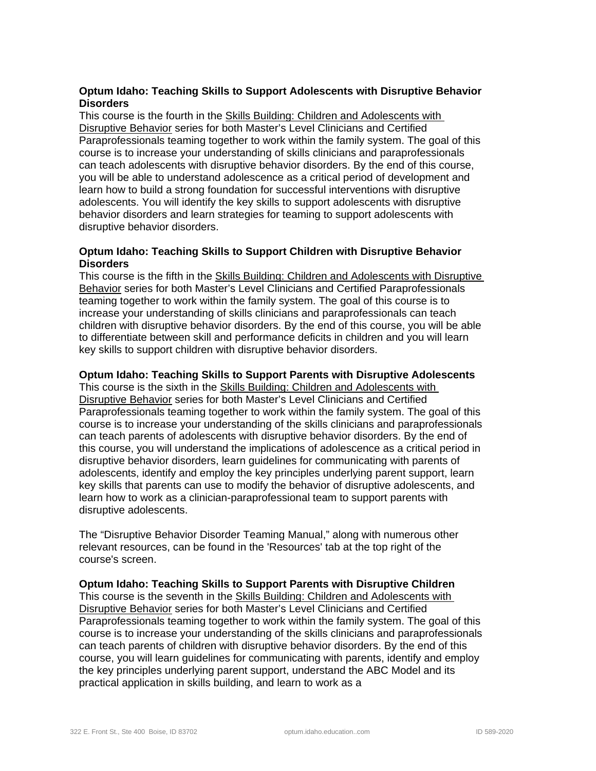**Optum Idaho: Teaching Skills to Support Adolescents with Disruptive Behavior Disorders**

This course is the fourth in the Skills Building: Children and Adolescents with Disruptive Behavior series for both Master's Level Clinicians and Certified Paraprofessionals teaming together to work within the family system. The goal of this course is to increase your understanding of skills clinicians and paraprofessionals can teach adolescents with disruptive behavior disorders. By the end of this course, you will be able to understand adolescence as a critical period of development and learn how to build a strong foundation for successful interventions with disruptive adolescents. You will identify the key skills to support adolescents with disruptive behavior disorders and learn strategies for teaming to support adolescents with disruptive behavior disorders.

**Optum Idaho: Teaching Skills to Support Children with Disruptive Behavior Disorders**

This course is the fifth in the Skills Building: Children and Adolescents with Disruptive Behavior series for both Master's Level Clinicians and Certified Paraprofessionals teaming together to work within the family system. The goal of this course is to increase your understanding of skills clinicians and paraprofessionals can teach children with disruptive behavior disorders. By the end of this course, you will be able to differentiate between skill and performance deficits in children and you will learn key skills to support children with disruptive behavior disorders.

**Optum Idaho: Teaching Skills to Support Parents with Disruptive Adolescents**

This course is the sixth in the Skills Building: Children and Adolescents with Disruptive Behavior series for both Master's Level Clinicians and Certified Paraprofessionals teaming together to work within the family system. The goal of this course is to increase your understanding of the skills clinicians and paraprofessionals can teach parents of adolescents with disruptive behavior disorders. By the end of this course, you will understand the implications of adolescence as a critical period in disruptive behavior disorders, learn guidelines for communicating with parents of adolescents, identify and employ the key principles underlying parent support, learn key skills that parents can use to modify the behavior of disruptive adolescents, and learn how to work as a clinician-paraprofessional team to support parents with disruptive adolescents.

The "Disruptive Behavior Disorder Teaming Manual," along with numerous other relevant resources, can be found in the 'Resources' tab at the top right of the course's screen.

**Optum Idaho: Teaching Skills to Support Parents with Disruptive Children**

This course is the seventh in the Skills Building: Children and Adolescents with Disruptive Behavior series for both Master's Level Clinicians and Certified Paraprofessionals teaming together to work within the family system. The goal of this course is to increase your understanding of the skills clinicians and paraprofessionals can teach parents of children with disruptive behavior disorders. By the end of this course, you will learn guidelines for communicating with parents, identify and employ the key principles underlying parent support, understand the ABC Model and its practical application in skills building, and learn to work as a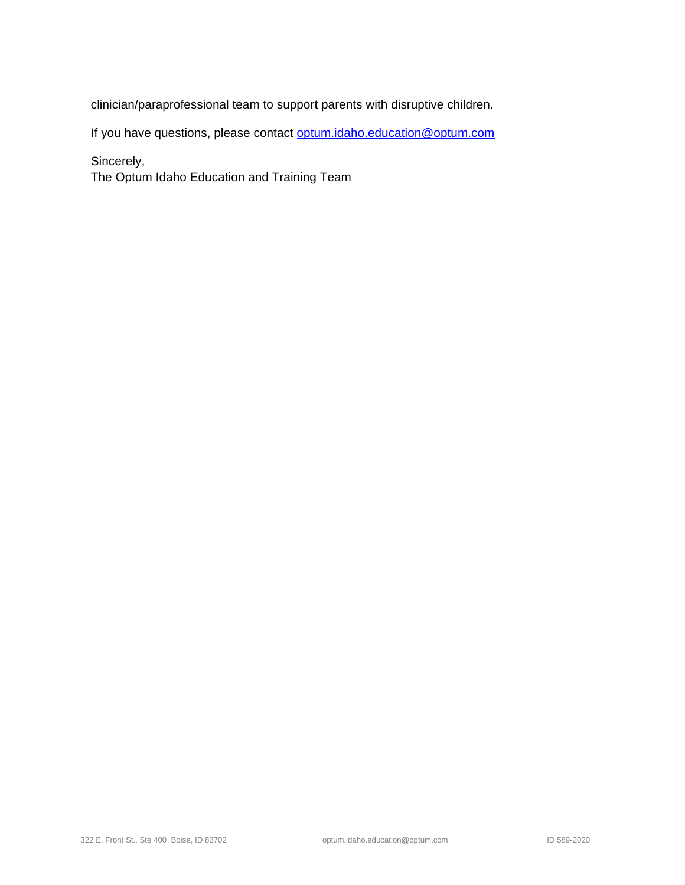clinician/paraprofessional team to support parents with disruptive children.

If you have questions, please contact optum.idaho.education@optum.com

Sincerely,
The Optum Idaho Education and Training Team